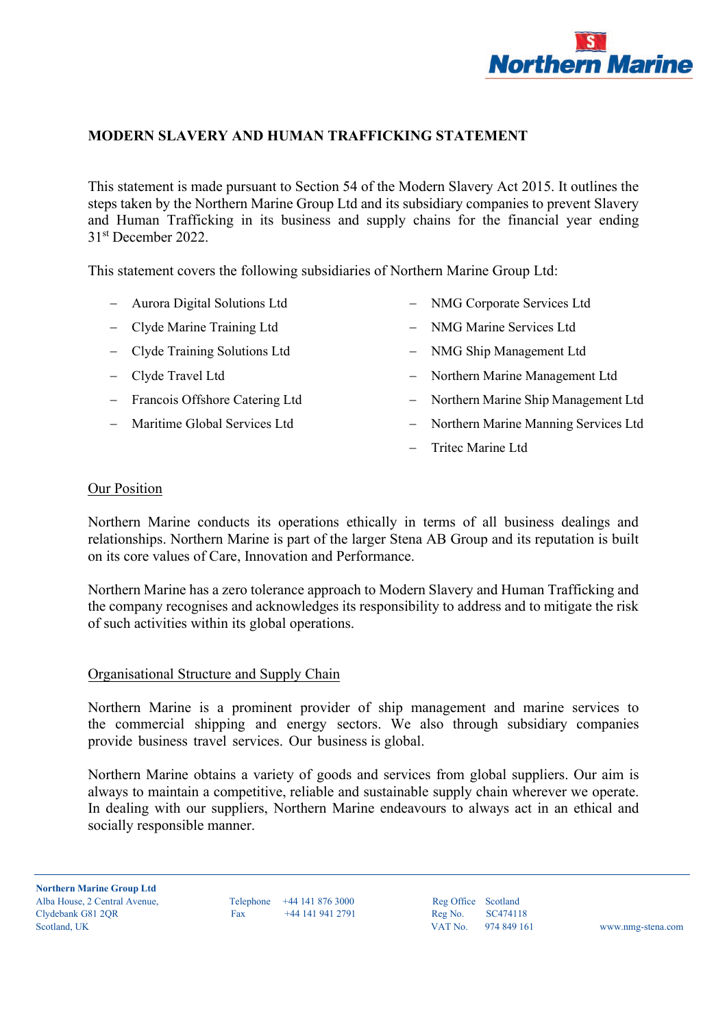# MODERN SLAVERY AND HUMAN TRAFFICKING STATEMENT

This statement is made pursuant to Section 54 of the Modern Slavery Act 2015. It outlines the steps taken by the Northern Marine Group Ltd and its subsidiary companies to prevent Slavery and Human Trafficking in its business and supply chains for the financial year ending 31st December 2022.

This statement covers the following subsidiaries of Northern Marine Group Ltd:

- Aurora Digital Solutions Ltd
- Clyde Marine Training Ltd
- Clyde Training Solutions Ltd
- Clyde Travel Ltd
- Francois Offshore Catering Ltd
- Maritime Global Services Ltd
- NMG Corporate Services Ltd
- NMG Marine Services Ltd
- NMG Ship Management Ltd
- Northern Marine Management Ltd
- Northern Marine Ship Management Ltd
- Northern Marine Manning Services Ltd
- Tritec Marine Ltd

## Our Position

Northern Marine conducts its operations ethically in terms of all business dealings and relationships. Northern Marine is part of the larger Stena AB Group and its reputation is built on its core values of Care, Innovation and Performance.

Northern Marine has a zero tolerance approach to Modern Slavery and Human Trafficking and the company recognises and acknowledges its responsibility to address and to mitigate the risk of such activities within its global operations.

## Organisational Structure and Supply Chain

Northern Marine is a prominent provider of ship management and marine services to the commercial shipping and energy sectors. We also through subsidiary companies provide business travel services. Our business is global.

Northern Marine obtains a variety of goods and services from global suppliers. Our aim is always to maintain a competitive, reliable and sustainable supply chain wherever we operate. In dealing with our suppliers, Northern Marine endeavours to always act in an ethical and socially responsible manner.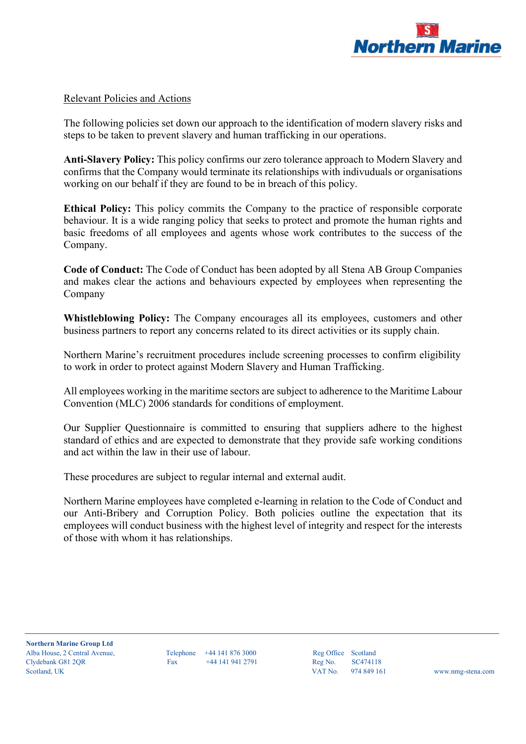Relevant Policies and Actions

The following policies set down our approach to the identification of modern slavery risks and steps to be taken to prevent slavery and human trafficking in our operations.

**Anti-Slavery Policy:** This policy confirms our zero tolerance approach to Modern Slavery and confirms that the Company would terminate its relationships with indivuduals or organisations working on our behalf if they are found to be in breach of this policy.

**Ethical Policy:** This policy commits the Company to the practice of responsible corporate behaviour. It is a wide ranging policy that seeks to protect and promote the human rights and basic freedoms of all employees and agents whose work contributes to the success of the Company.

**Code of Conduct:** The Code of Conduct has been adopted by all Stena AB Group Companies and makes clear the actions and behaviours expected by employees when representing the Company

**Whistleblowing Policy:** The Company encourages all its employees, customers and other business partners to report any concerns related to its direct activities or its supply chain.

Northern Marine's recruitment procedures include screening processes to confirm eligibility to work in order to protect against Modern Slavery and Human Trafficking.

All employees working in the maritime sectors are subject to adherence to the Maritime Labour Convention (MLC) 2006 standards for conditions of employment.

Our Supplier Questionnaire is committed to ensuring that suppliers adhere to the highest standard of ethics and are expected to demonstrate that they provide safe working conditions and act within the law in their use of labour.

These procedures are subject to regular internal and external audit.

Northern Marine employees have completed e-learning in relation to the Code of Conduct and our Anti-Bribery and Corruption Policy. Both policies outline the expectation that its employees will conduct business with the highest level of integrity and respect for the interests of those with whom it has relationships.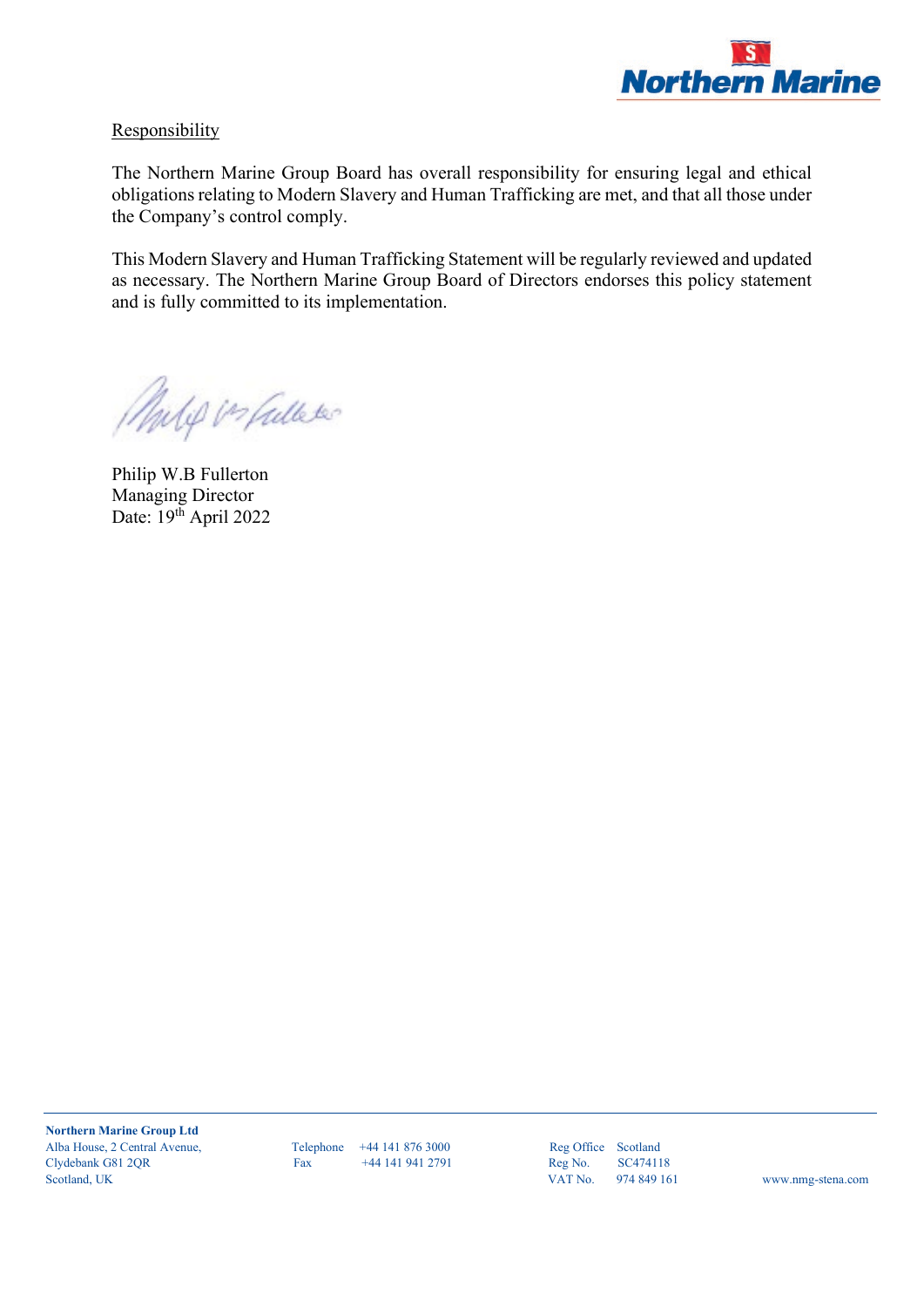Responsibility

The Northern Marine Group Board has overall responsibility for ensuring legal and ethical obligations relating to Modern Slavery and Human Trafficking are met, and that all those under the Company's control comply.

This Modern Slavery and Human Trafficking Statement will be regularly reviewed and updated as necessary. The Northern Marine Group Board of Directors endorses this policy statement and is fully committed to its implementation.

Philip W.B Fullerton
Managing Director
Date: 19th April 2022